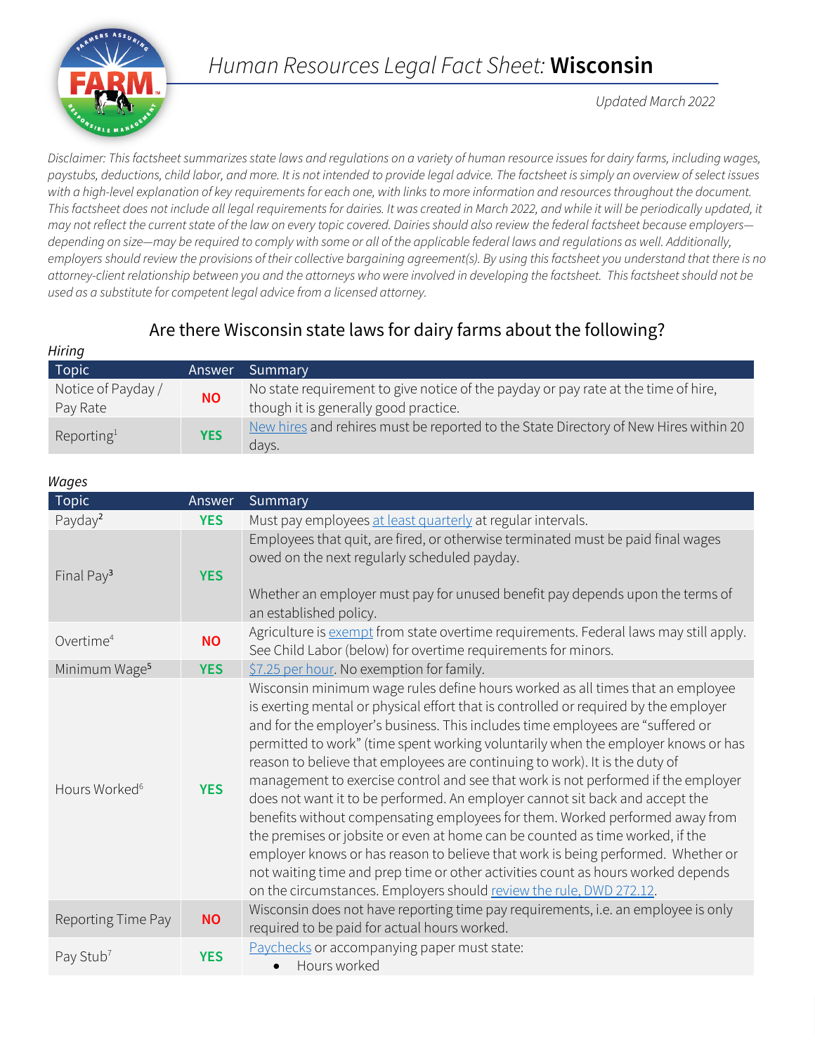# Human Resources Legal Fact Sheet: **Wisconsin**

*Updated March 2022*

*Disclaimer: This factsheet summarizes state laws and regulations on a variety of human resource issues for dairy farms, including wages, paystubs, deductions, child labor, and more. It is not intended to provide legal advice. The factsheet is simply an overview of select issues with a high-level explanation of key requirements for each one, with links to more information and resources throughout the document. This factsheet does not include all legal requirements for dairies. It was created in March 2022, and while it will be periodically updated, it may not reflect the current state of the law on every topic covered. Dairies should also review the federal factsheet because employers—depending on size—may be required to comply with some or all of the applicable federal laws and regulations as well. Additionally, employers should review the provisions of their collective bargaining agreement(s). By using this factsheet you understand that there is no attorney-client relationship between you and the attorneys who were involved in developing the factsheet. This factsheet should not be used as a substitute for competent legal advice from a licensed attorney.*

## Are there Wisconsin state laws for dairy farms about the following?

*Hiring*

| Topic | Answer | Summary |
|---|---|---|
| Notice of Payday / Pay Rate | **NO** | No state requirement to give notice of the payday or pay rate at the time of hire, though it is generally good practice. |
| Reporting[1] | **YES** | New hires and rehires must be reported to the State Directory of New Hires within 20 days. |

*Wages*

| Topic | Answer | Summary |
|---|---|---|
| Payday[2] | **YES** | Must pay employees at least quarterly at regular intervals. |
| Final Pay[3] | **YES** | Employees that quit, are fired, or otherwise terminated must be paid final wages owed on the next regularly scheduled payday.<br><br>Whether an employer must pay for unused benefit pay depends upon the terms of an established policy. |
| Overtime[4] | **NO** | Agriculture is exempt from state overtime requirements. Federal laws may still apply. See Child Labor (below) for overtime requirements for minors. |
| Minimum Wage[5] | **YES** | $7.25 per hour. No exemption for family. |
| Hours Worked[6] | **YES** | Wisconsin minimum wage rules define hours worked as all times that an employee is exerting mental or physical effort that is controlled or required by the employer and for the employer's business. This includes time employees are "suffered or permitted to work" (time spent working voluntarily when the employer knows or has reason to believe that employees are continuing to work). It is the duty of management to exercise control and see that work is not performed if the employer does not want it to be performed. An employer cannot sit back and accept the benefits without compensating employees for them. Worked performed away from the premises or jobsite or even at home can be counted as time worked, if the employer knows or has reason to believe that work is being performed. Whether or not waiting time and prep time or other activities count as hours worked depends on the circumstances. Employers should review the rule, DWD 272.12. |
| Reporting Time Pay | **NO** | Wisconsin does not have reporting time pay requirements, i.e. an employee is only required to be paid for actual hours worked. |
| Pay Stub[7] | **YES** | Paychecks or accompanying paper must state:<br>• Hours worked |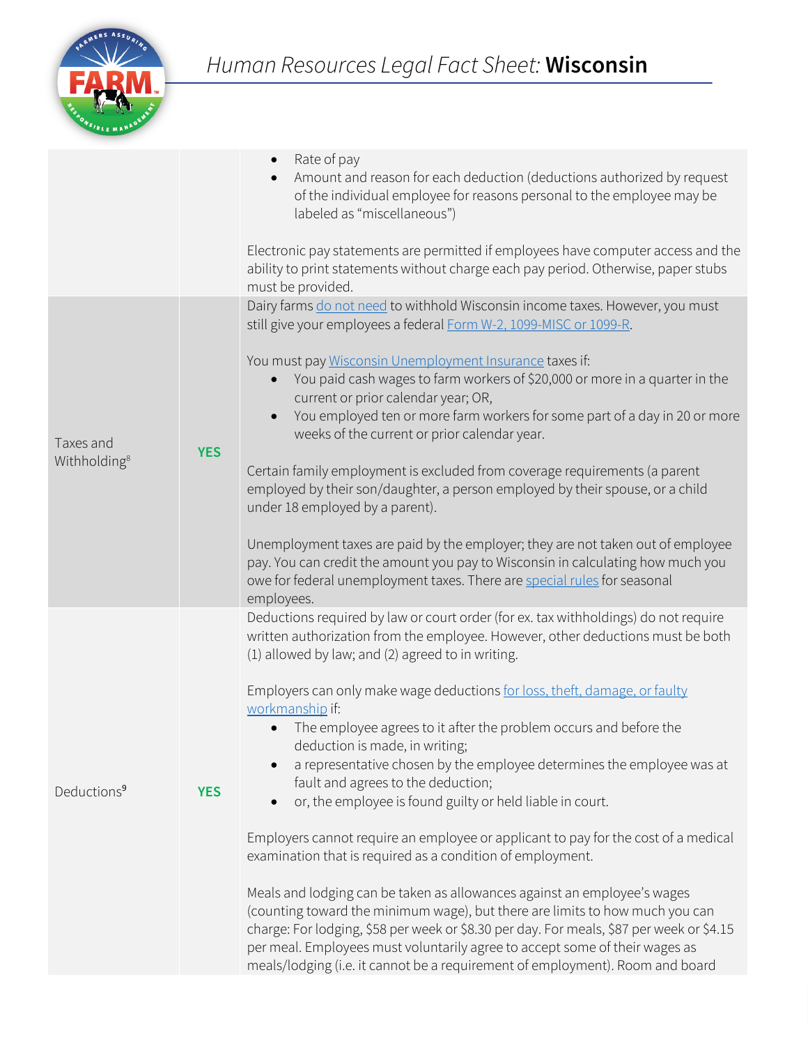# Human Resources Legal Fact Sheet: Wisconsin

| | | |
|---|---|---|
| | | • Rate of pay<br>• Amount and reason for each deduction (deductions authorized by request of the individual employee for reasons personal to the employee may be labeled as "miscellaneous")<br><br>Electronic pay statements are permitted if employees have computer access and the ability to print statements without charge each pay period. Otherwise, paper stubs must be provided. |
| Taxes and Withholding[8] | **YES** | Dairy farms do not need to withhold Wisconsin income taxes. However, you must still give your employees a federal Form W-2, 1099-MISC or 1099-R.<br><br>You must pay Wisconsin Unemployment Insurance taxes if:<br>• You paid cash wages to farm workers of $20,000 or more in a quarter in the current or prior calendar year; OR,<br>• You employed ten or more farm workers for some part of a day in 20 or more weeks of the current or prior calendar year.<br><br>Certain family employment is excluded from coverage requirements (a parent employed by their son/daughter, a person employed by their spouse, or a child under 18 employed by a parent).<br><br>Unemployment taxes are paid by the employer; they are not taken out of employee pay. You can credit the amount you pay to Wisconsin in calculating how much you owe for federal unemployment taxes. There are special rules for seasonal employees. |
| Deductions[9] | **YES** | Deductions required by law or court order (for ex. tax withholdings) do not require written authorization from the employee. However, other deductions must be both (1) allowed by law; and (2) agreed to in writing.<br><br>Employers can only make wage deductions for loss, theft, damage, or faulty workmanship if:<br>• The employee agrees to it after the problem occurs and before the deduction is made, in writing;<br>• a representative chosen by the employee determines the employee was at fault and agrees to the deduction;<br>• or, the employee is found guilty or held liable in court.<br><br>Employers cannot require an employee or applicant to pay for the cost of a medical examination that is required as a condition of employment.<br><br>Meals and lodging can be taken as allowances against an employee's wages (counting toward the minimum wage), but there are limits to how much you can charge: For lodging, $58 per week or $8.30 per day. For meals, $87 per week or $4.15 per meal. Employees must voluntarily agree to accept some of their wages as meals/lodging (i.e. it cannot be a requirement of employment). Room and board |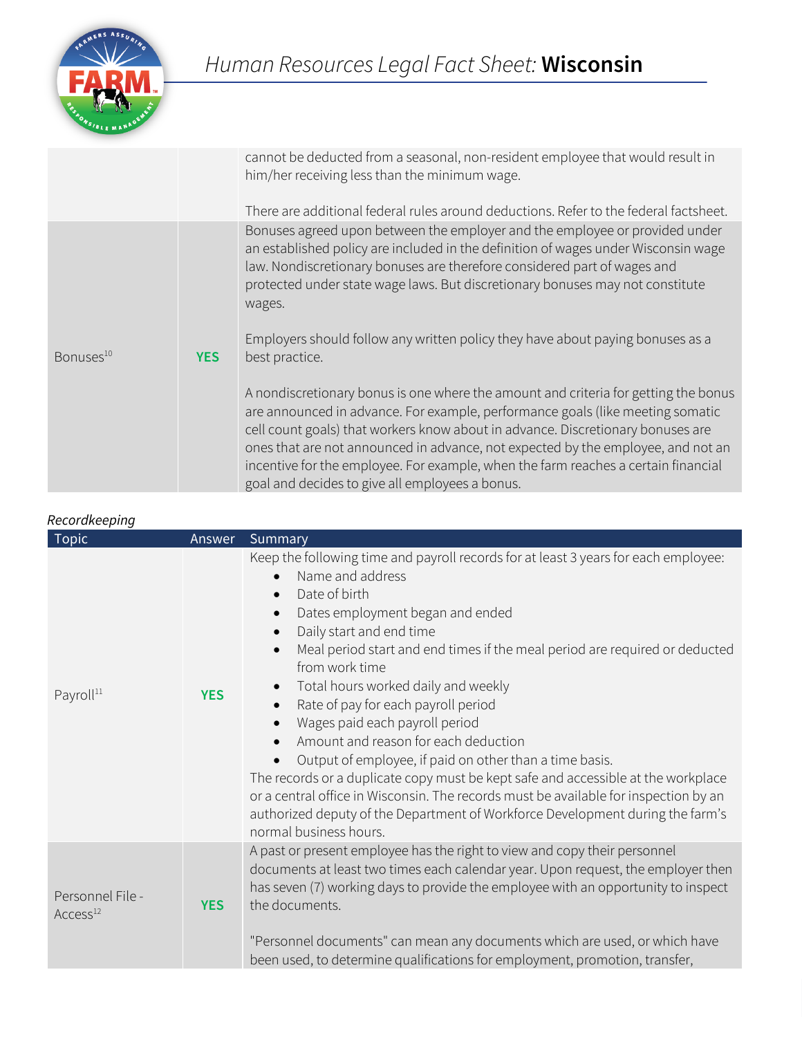| | | |
|---|---|---|
| | | cannot be deducted from a seasonal, non-resident employee that would result in him/her receiving less than the minimum wage.<br><br>There are additional federal rules around deductions. Refer to the federal factsheet. |
| Bonuses[10] | **YES** | Bonuses agreed upon between the employer and the employee or provided under an established policy are included in the definition of wages under Wisconsin wage law. Nondiscretionary bonuses are therefore considered part of wages and protected under state wage laws. But discretionary bonuses may not constitute wages.<br><br>Employers should follow any written policy they have about paying bonuses as a best practice.<br><br>A nondiscretionary bonus is one where the amount and criteria for getting the bonus are announced in advance. For example, performance goals (like meeting somatic cell count goals) that workers know about in advance. Discretionary bonuses are ones that are not announced in advance, not expected by the employee, and not an incentive for the employee. For example, when the farm reaches a certain financial goal and decides to give all employees a bonus. |

*Recordkeeping*

| Topic | Answer | Summary |
|---|---|---|
| Payroll[11] | **YES** | Keep the following time and payroll records for at least 3 years for each employee:<br>• Name and address<br>• Date of birth<br>• Dates employment began and ended<br>• Daily start and end time<br>• Meal period start and end times if the meal period are required or deducted from work time<br>• Total hours worked daily and weekly<br>• Rate of pay for each payroll period<br>• Wages paid each payroll period<br>• Amount and reason for each deduction<br>• Output of employee, if paid on other than a time basis.<br>The records or a duplicate copy must be kept safe and accessible at the workplace or a central office in Wisconsin. The records must be available for inspection by an authorized deputy of the Department of Workforce Development during the farm's normal business hours. |
| Personnel File - Access[12] | **YES** | A past or present employee has the right to view and copy their personnel documents at least two times each calendar year. Upon request, the employer then has seven (7) working days to provide the employee with an opportunity to inspect the documents.<br><br>"Personnel documents" can mean any documents which are used, or which have been used, to determine qualifications for employment, promotion, transfer, |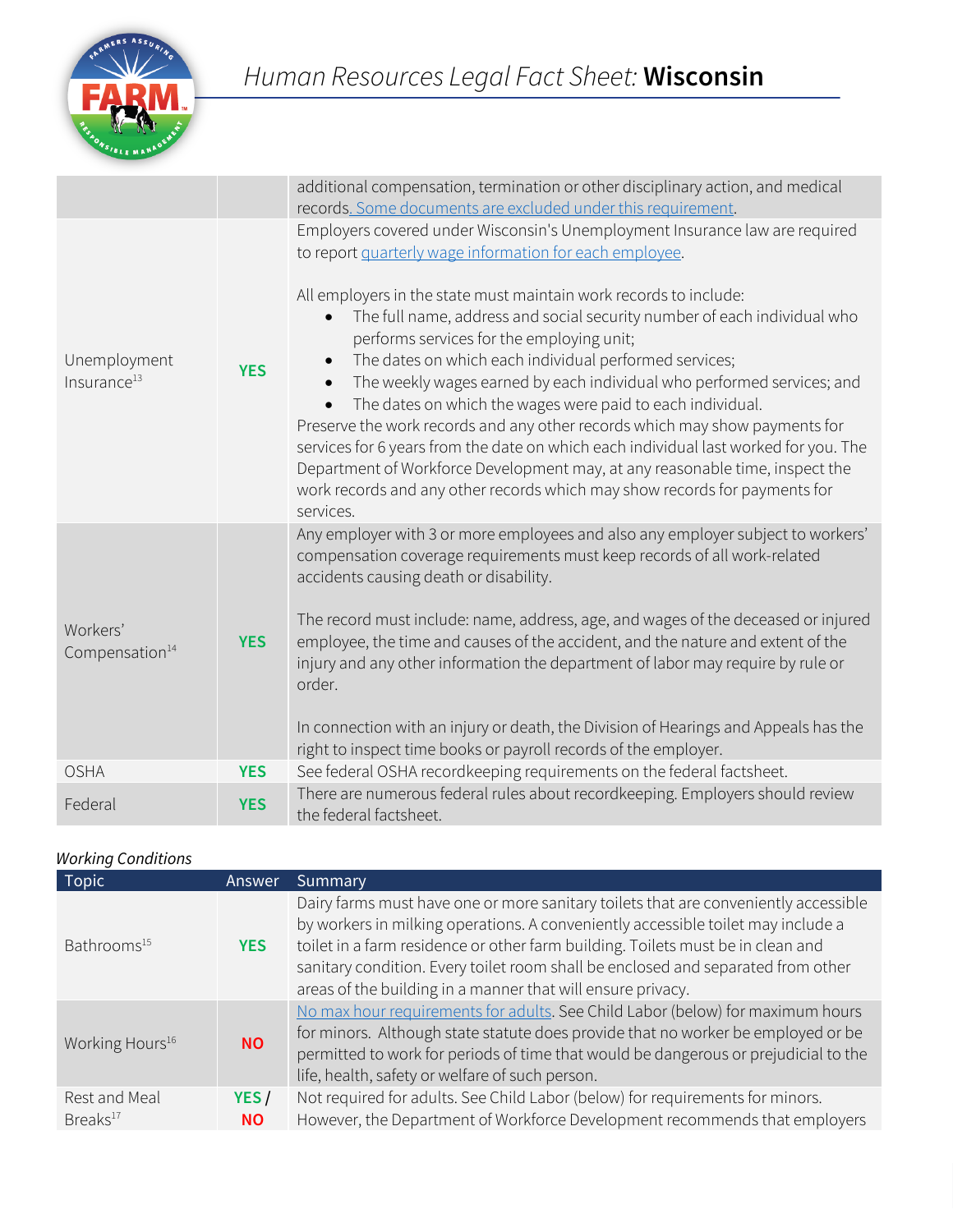| | | |
|---|---|---|
| | | additional compensation, termination or other disciplinary action, and medical records. Some documents are excluded under this requirement. |
| Unemployment Insurance[13] | **YES** | Employers covered under Wisconsin's Unemployment Insurance law are required to report quarterly wage information for each employee.<br><br>All employers in the state must maintain work records to include:<br>• The full name, address and social security number of each individual who performs services for the employing unit;<br>• The dates on which each individual performed services;<br>• The weekly wages earned by each individual who performed services; and<br>• The dates on which the wages were paid to each individual.<br>Preserve the work records and any other records which may show payments for services for 6 years from the date on which each individual last worked for you. The Department of Workforce Development may, at any reasonable time, inspect the work records and any other records which may show records for payments for services. |
| Workers' Compensation[14] | **YES** | Any employer with 3 or more employees and also any employer subject to workers' compensation coverage requirements must keep records of all work-related accidents causing death or disability.<br><br>The record must include: name, address, age, and wages of the deceased or injured employee, the time and causes of the accident, and the nature and extent of the injury and any other information the department of labor may require by rule or order.<br><br>In connection with an injury or death, the Division of Hearings and Appeals has the right to inspect time books or payroll records of the employer. |
| OSHA | **YES** | See federal OSHA recordkeeping requirements on the federal factsheet. |
| Federal | **YES** | There are numerous federal rules about recordkeeping. Employers should review the federal factsheet. |

*Working Conditions*

| Topic | Answer | Summary |
|---|---|---|
| Bathrooms[15] | **YES** | Dairy farms must have one or more sanitary toilets that are conveniently accessible by workers in milking operations. A conveniently accessible toilet may include a toilet in a farm residence or other farm building. Toilets must be in clean and sanitary condition. Every toilet room shall be enclosed and separated from other areas of the building in a manner that will ensure privacy. |
| Working Hours[16] | **NO** | No max hour requirements for adults. See Child Labor (below) for maximum hours for minors. Although state statute does provide that no worker be employed or be permitted to work for periods of time that would be dangerous or prejudicial to the life, health, safety or welfare of such person. |
| Rest and Meal Breaks[17] | **YES / NO** | Not required for adults. See Child Labor (below) for requirements for minors. However, the Department of Workforce Development recommends that employers |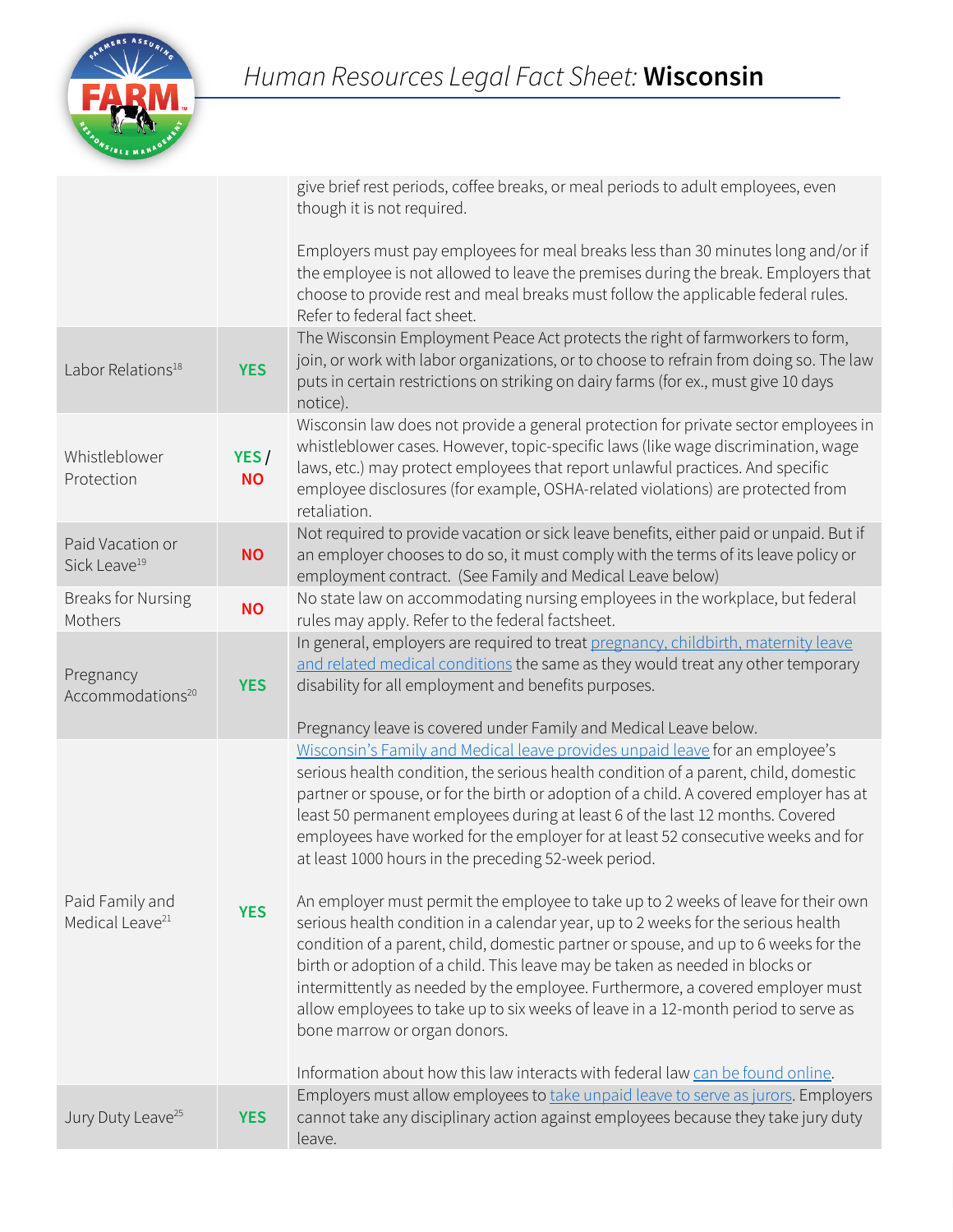| | | |
|---|---|---|
| | | give brief rest periods, coffee breaks, or meal periods to adult employees, even though it is not required.<br><br>Employers must pay employees for meal breaks less than 30 minutes long and/or if the employee is not allowed to leave the premises during the break. Employers that choose to provide rest and meal breaks must follow the applicable federal rules. Refer to federal fact sheet. |
| Labor Relations[18] | **YES** | The Wisconsin Employment Peace Act protects the right of farmworkers to form, join, or work with labor organizations, or to choose to refrain from doing so. The law puts in certain restrictions on striking on dairy farms (for ex., must give 10 days notice). |
| Whistleblower Protection | **YES / NO** | Wisconsin law does not provide a general protection for private sector employees in whistleblower cases. However, topic-specific laws (like wage discrimination, wage laws, etc.) may protect employees that report unlawful practices. And specific employee disclosures (for example, OSHA-related violations) are protected from retaliation. |
| Paid Vacation or Sick Leave[19] | **NO** | Not required to provide vacation or sick leave benefits, either paid or unpaid. But if an employer chooses to do so, it must comply with the terms of its leave policy or employment contract. (See Family and Medical Leave below) |
| Breaks for Nursing Mothers | **NO** | No state law on accommodating nursing employees in the workplace, but federal rules may apply. Refer to the federal factsheet. |
| Pregnancy Accommodations[20] | **YES** | In general, employers are required to treat pregnancy, childbirth, maternity leave and related medical conditions the same as they would treat any other temporary disability for all employment and benefits purposes.<br><br>Pregnancy leave is covered under Family and Medical Leave below. |
| Paid Family and Medical Leave[21] | **YES** | Wisconsin's Family and Medical leave provides unpaid leave for an employee's serious health condition, the serious health condition of a parent, child, domestic partner or spouse, or for the birth or adoption of a child. A covered employer has at least 50 permanent employees during at least 6 of the last 12 months. Covered employees have worked for the employer for at least 52 consecutive weeks and for at least 1000 hours in the preceding 52-week period.<br><br>An employer must permit the employee to take up to 2 weeks of leave for their own serious health condition in a calendar year, up to 2 weeks for the serious health condition of a parent, child, domestic partner or spouse, and up to 6 weeks for the birth or adoption of a child. This leave may be taken as needed in blocks or intermittently as needed by the employee. Furthermore, a covered employer must allow employees to take up to six weeks of leave in a 12-month period to serve as bone marrow or organ donors.<br><br>Information about how this law interacts with federal law can be found online. |
| Jury Duty Leave[25] | **YES** | Employers must allow employees to take unpaid leave to serve as jurors. Employers cannot take any disciplinary action against employees because they take jury duty leave. |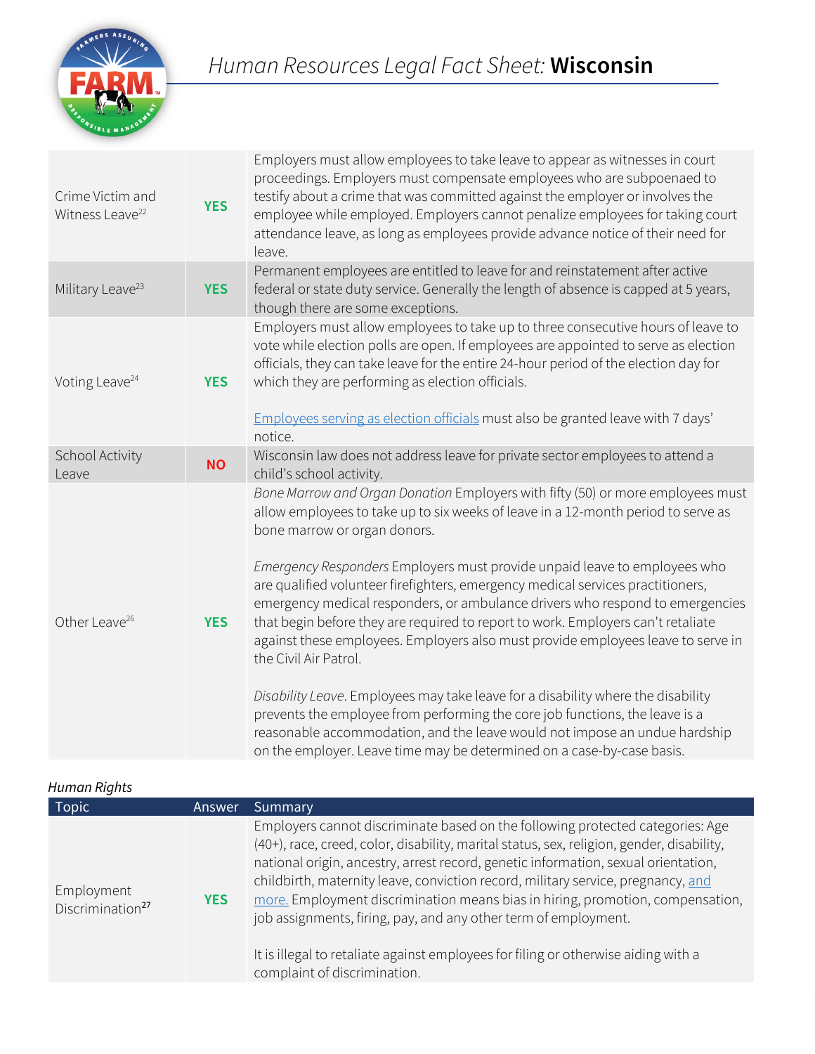| | | |
|---|---|---|
| Crime Victim and Witness Leave[22] | **YES** | Employers must allow employees to take leave to appear as witnesses in court proceedings. Employers must compensate employees who are subpoenaed to testify about a crime that was committed against the employer or involves the employee while employed. Employers cannot penalize employees for taking court attendance leave, as long as employees provide advance notice of their need for leave. |
| Military Leave[23] | **YES** | Permanent employees are entitled to leave for and reinstatement after active federal or state duty service. Generally the length of absence is capped at 5 years, though there are some exceptions. |
| Voting Leave[24] | **YES** | Employers must allow employees to take up to three consecutive hours of leave to vote while election polls are open. If employees are appointed to serve as election officials, they can take leave for the entire 24-hour period of the election day for which they are performing as election officials.<br><br>Employees serving as election officials must also be granted leave with 7 days' notice. |
| School Activity Leave | **NO** | Wisconsin law does not address leave for private sector employees to attend a child's school activity. |
| Other Leave[26] | **YES** | *Bone Marrow and Organ Donation* Employers with fifty (50) or more employees must allow employees to take up to six weeks of leave in a 12-month period to serve as bone marrow or organ donors.<br><br>*Emergency Responders* Employers must provide unpaid leave to employees who are qualified volunteer firefighters, emergency medical services practitioners, emergency medical responders, or ambulance drivers who respond to emergencies that begin before they are required to report to work. Employers can't retaliate against these employees. Employers also must provide employees leave to serve in the Civil Air Patrol.<br><br>*Disability Leave*. Employees may take leave for a disability where the disability prevents the employee from performing the core job functions, the leave is a reasonable accommodation, and the leave would not impose an undue hardship on the employer. Leave time may be determined on a case-by-case basis. |

*Human Rights*

| Topic | Answer | Summary |
|---|---|---|
| Employment Discrimination[27] | **YES** | Employers cannot discriminate based on the following protected categories: Age (40+), race, creed, color, disability, marital status, sex, religion, gender, disability, national origin, ancestry, arrest record, genetic information, sexual orientation, childbirth, maternity leave, conviction record, military service, pregnancy, and more. Employment discrimination means bias in hiring, promotion, compensation, job assignments, firing, pay, and any other term of employment.<br><br>It is illegal to retaliate against employees for filing or otherwise aiding with a complaint of discrimination. |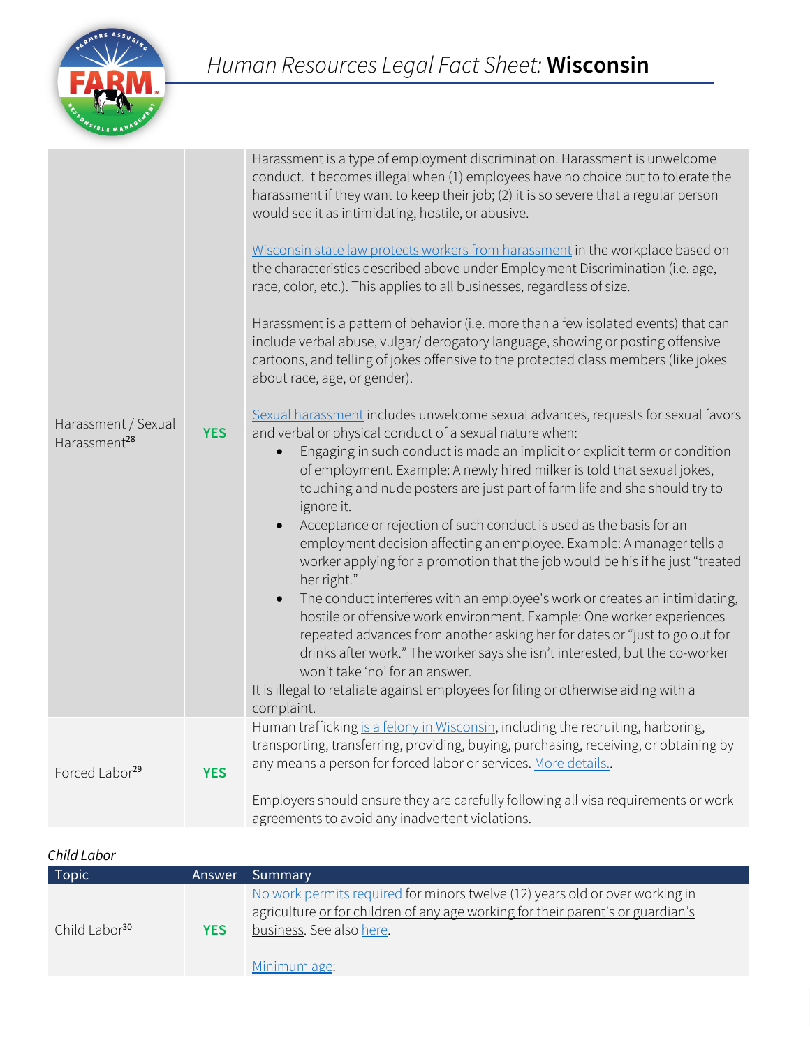| | | |
|---|---|---|
| Harassment / Sexual Harassment[28] | **YES** | Harassment is a type of employment discrimination. Harassment is unwelcome conduct. It becomes illegal when (1) employees have no choice but to tolerate the harassment if they want to keep their job; (2) it is so severe that a regular person would see it as intimidating, hostile, or abusive.<br><br>Wisconsin state law protects workers from harassment in the workplace based on the characteristics described above under Employment Discrimination (i.e. age, race, color, etc.). This applies to all businesses, regardless of size.<br><br>Harassment is a pattern of behavior (i.e. more than a few isolated events) that can include verbal abuse, vulgar/ derogatory language, showing or posting offensive cartoons, and telling of jokes offensive to the protected class members (like jokes about race, age, or gender).<br><br>Sexual harassment includes unwelcome sexual advances, requests for sexual favors and verbal or physical conduct of a sexual nature when:<br>• Engaging in such conduct is made an implicit or explicit term or condition of employment. Example: A newly hired milker is told that sexual jokes, touching and nude posters are just part of farm life and she should try to ignore it.<br>• Acceptance or rejection of such conduct is used as the basis for an employment decision affecting an employee. Example: A manager tells a worker applying for a promotion that the job would be his if he just "treated her right."<br>• The conduct interferes with an employee's work or creates an intimidating, hostile or offensive work environment. Example: One worker experiences repeated advances from another asking her for dates or "just to go out for drinks after work." The worker says she isn't interested, but the co-worker won't take 'no' for an answer.<br>It is illegal to retaliate against employees for filing or otherwise aiding with a complaint. |
| Forced Labor[29] | **YES** | Human trafficking is a felony in Wisconsin, including the recruiting, harboring, transporting, transferring, providing, buying, purchasing, receiving, or obtaining by any means a person for forced labor or services. More details..<br><br>Employers should ensure they are carefully following all visa requirements or work agreements to avoid any inadvertent violations. |

*Child Labor*

| Topic | Answer | Summary |
|---|---|---|
| Child Labor[30] | **YES** | No work permits required for minors twelve (12) years old or over working in agriculture or for children of any age working for their parent's or guardian's business. See also here.<br><br>Minimum age: |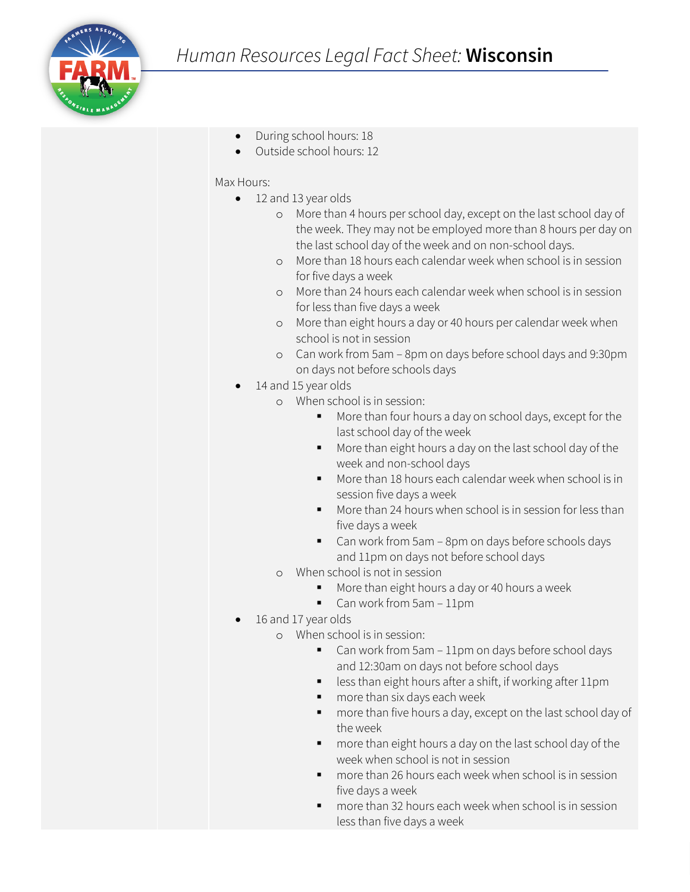- During school hours: 18
- Outside school hours: 12

Max Hours:

- 12 and 13 year olds
  - More than 4 hours per school day, except on the last school day of the week. They may not be employed more than 8 hours per day on the last school day of the week and on non-school days.
  - More than 18 hours each calendar week when school is in session for five days a week
  - More than 24 hours each calendar week when school is in session for less than five days a week
  - More than eight hours a day or 40 hours per calendar week when school is not in session
  - Can work from 5am – 8pm on days before school days and 9:30pm on days not before schools days
- 14 and 15 year olds
  - When school is in session:
    - More than four hours a day on school days, except for the last school day of the week
    - More than eight hours a day on the last school day of the week and non-school days
    - More than 18 hours each calendar week when school is in session five days a week
    - More than 24 hours when school is in session for less than five days a week
    - Can work from 5am – 8pm on days before schools days and 11pm on days not before school days
  - When school is not in session
    - More than eight hours a day or 40 hours a week
    - Can work from 5am – 11pm
- 16 and 17 year olds
  - When school is in session:
    - Can work from 5am – 11pm on days before school days and 12:30am on days not before school days
    - less than eight hours after a shift, if working after 11pm
    - more than six days each week
    - more than five hours a day, except on the last school day of the week
    - more than eight hours a day on the last school day of the week when school is not in session
    - more than 26 hours each week when school is in session five days a week
    - more than 32 hours each week when school is in session less than five days a week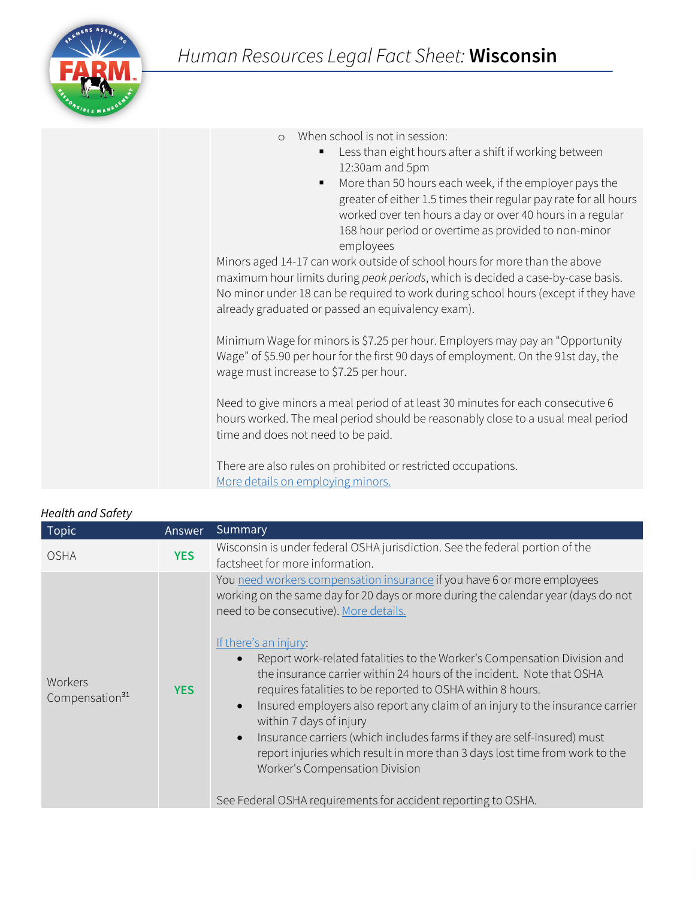# Human Resources Legal Fact Sheet: **Wisconsin**

| | | |
|---|---|---|
| | | ◦ When school is not in session:<br>▪ Less than eight hours after a shift if working between 12:30am and 5pm<br>▪ More than 50 hours each week, if the employer pays the greater of either 1.5 times their regular pay rate for all hours worked over ten hours a day or over 40 hours in a regular 168 hour period or overtime as provided to non-minor employees<br>Minors aged 14-17 can work outside of school hours for more than the above maximum hour limits during *peak periods*, which is decided a case-by-case basis. No minor under 18 can be required to work during school hours (except if they have already graduated or passed an equivalency exam).<br><br>Minimum Wage for minors is $7.25 per hour. Employers may pay an "Opportunity Wage" of $5.90 per hour for the first 90 days of employment. On the 91st day, the wage must increase to $7.25 per hour.<br><br>Need to give minors a meal period of at least 30 minutes for each consecutive 6 hours worked. The meal period should be reasonably close to a usual meal period time and does not need to be paid.<br><br>There are also rules on prohibited or restricted occupations.<br>More details on employing minors. |

*Health and Safety*

| Topic | Answer | Summary |
|---|---|---|
| OSHA | **YES** | Wisconsin is under federal OSHA jurisdiction. See the federal portion of the factsheet for more information. |
| Workers Compensation[31] | **YES** | You need workers compensation insurance if you have 6 or more employees working on the same day for 20 days or more during the calendar year (days do not need to be consecutive). More details.<br><br>If there's an injury:<br>• Report work-related fatalities to the Worker's Compensation Division and the insurance carrier within 24 hours of the incident. Note that OSHA requires fatalities to be reported to OSHA within 8 hours.<br>• Insured employers also report any claim of an injury to the insurance carrier within 7 days of injury<br>• Insurance carriers (which includes farms if they are self-insured) must report injuries which result in more than 3 days lost time from work to the Worker's Compensation Division<br><br>See Federal OSHA requirements for accident reporting to OSHA. |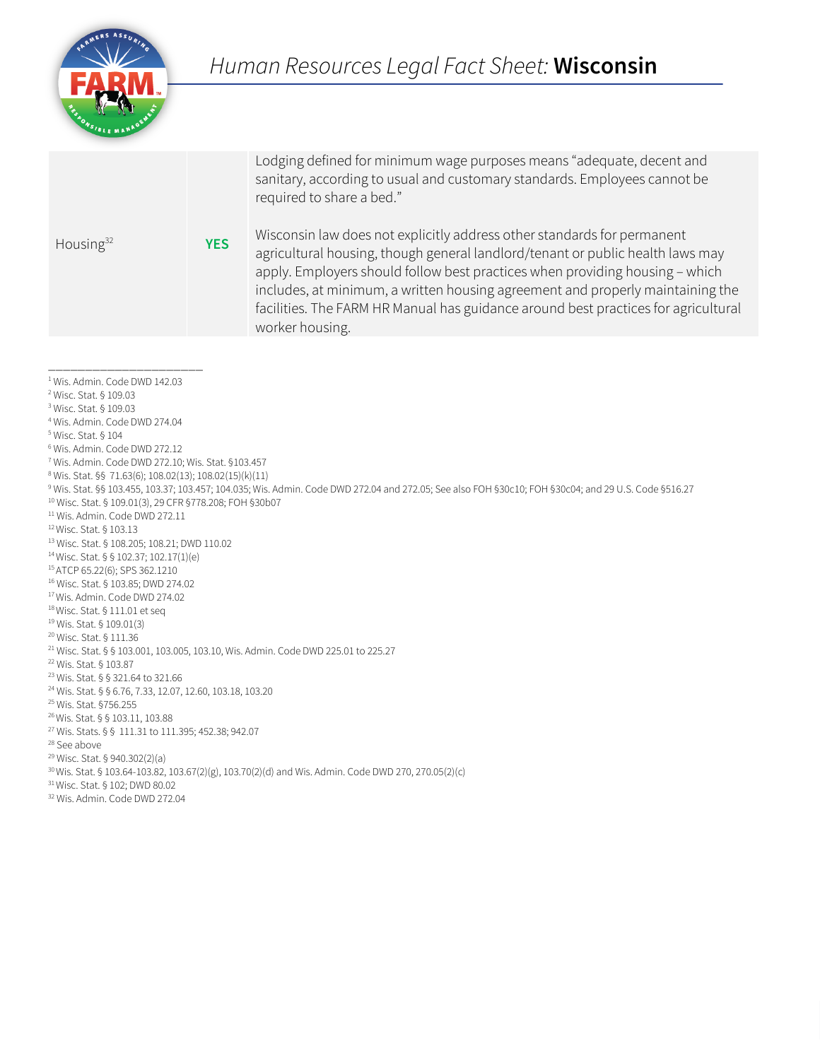# Human Resources Legal Fact Sheet: **Wisconsin**

| | | |
|---|---|---|
| Housing[32] | **YES** | Lodging defined for minimum wage purposes means "adequate, decent and sanitary, according to usual and customary standards. Employees cannot be required to share a bed."<br><br>Wisconsin law does not explicitly address other standards for permanent agricultural housing, though general landlord/tenant or public health laws may apply. Employers should follow best practices when providing housing – which includes, at minimum, a written housing agreement and properly maintaining the facilities. The FARM HR Manual has guidance around best practices for agricultural worker housing. |

---

[1] Wis. Admin. Code DWD 142.03
[2] Wisc. Stat. § 109.03
[3] Wisc. Stat. § 109.03
[4] Wis. Admin. Code DWD 274.04
[5] Wisc. Stat. § 104
[6] Wis. Admin. Code DWD 272.12
[7] Wis. Admin. Code DWD 272.10; Wis. Stat. §103.457
[8] Wis. Stat. §§ 71.63(6); 108.02(13); 108.02(15)(k)(11)
[9] Wis. Stat. §§ 103.455, 103.37; 103.457; 104.035; Wis. Admin. Code DWD 272.04 and 272.05; See also FOH §30c10; FOH §30c04; and 29 U.S. Code §516.27
[10] Wisc. Stat. § 109.01(3), 29 CFR §778.208; FOH §30b07
[11] Wis. Admin. Code DWD 272.11
[12] Wisc. Stat. § 103.13
[13] Wisc. Stat. § 108.205; 108.21; DWD 110.02
[14] Wisc. Stat. § § 102.37; 102.17(1)(e)
[15] ATCP 65.22(6); SPS 362.1210
[16] Wisc. Stat. § 103.85; DWD 274.02
[17] Wis. Admin. Code DWD 274.02
[18] Wisc. Stat. § 111.01 et seq
[19] Wis. Stat. § 109.01(3)
[20] Wisc. Stat. § 111.36
[21] Wisc. Stat. § § 103.001, 103.005, 103.10, Wis. Admin. Code DWD 225.01 to 225.27
[22] Wis. Stat. § 103.87
[23] Wis. Stat. § § 321.64 to 321.66
[24] Wis. Stat. § § 6.76, 7.33, 12.07, 12.60, 103.18, 103.20
[25] Wis. Stat. §756.255
[26] Wis. Stat. § § 103.11, 103.88
[27] Wis. Stats. § § 111.31 to 111.395; 452.38; 942.07
[28] See above
[29] Wisc. Stat. § 940.302(2)(a)
[30] Wis. Stat. § 103.64-103.82, 103.67(2)(g), 103.70(2)(d) and Wis. Admin. Code DWD 270, 270.05(2)(c)
[31] Wisc. Stat. § 102; DWD 80.02
[32] Wis. Admin. Code DWD 272.04